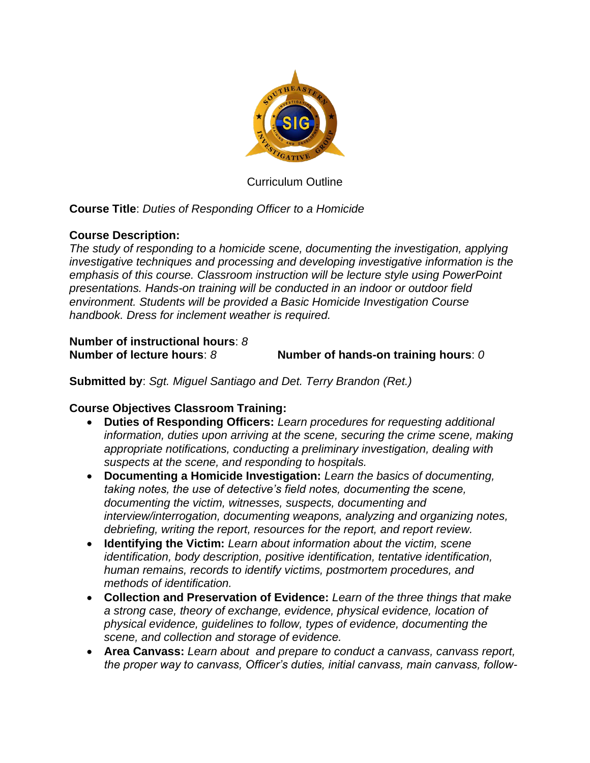Curriculum Outline

**Course Title**: *Duties of Responding Officer to a Homicide*

**Course Description:**
*The study of responding to a homicide scene, documenting the investigation, applying investigative techniques and processing and developing investigative information is the emphasis of this course. Classroom instruction will be lecture style using PowerPoint presentations. Hands-on training will be conducted in an indoor or outdoor field environment. Students will be provided a Basic Homicide Investigation Course handbook. Dress for inclement weather is required.*

**Number of instructional hours**: *8*
**Number of lecture hours**: *8* **Number of hands-on training hours**: *0*

**Submitted by**: *Sgt. Miguel Santiago and Det. Terry Brandon (Ret.)*

**Course Objectives Classroom Training:**

- **Duties of Responding Officers:** *Learn procedures for requesting additional information, duties upon arriving at the scene, securing the crime scene, making appropriate notifications, conducting a preliminary investigation, dealing with suspects at the scene, and responding to hospitals.*
- **Documenting a Homicide Investigation:** *Learn the basics of documenting, taking notes, the use of detective's field notes, documenting the scene, documenting the victim, witnesses, suspects, documenting and interview/interrogation, documenting weapons, analyzing and organizing notes, debriefing, writing the report, resources for the report, and report review.*
- **Identifying the Victim:** *Learn about information about the victim, scene identification, body description, positive identification, tentative identification, human remains, records to identify victims, postmortem procedures, and methods of identification.*
- **Collection and Preservation of Evidence:** *Learn of the three things that make a strong case, theory of exchange, evidence, physical evidence, location of physical evidence, guidelines to follow, types of evidence, documenting the scene, and collection and storage of evidence.*
- **Area Canvass:** *Learn about and prepare to conduct a canvass, canvass report, the proper way to canvass, Officer's duties, initial canvass, main canvass, follow-*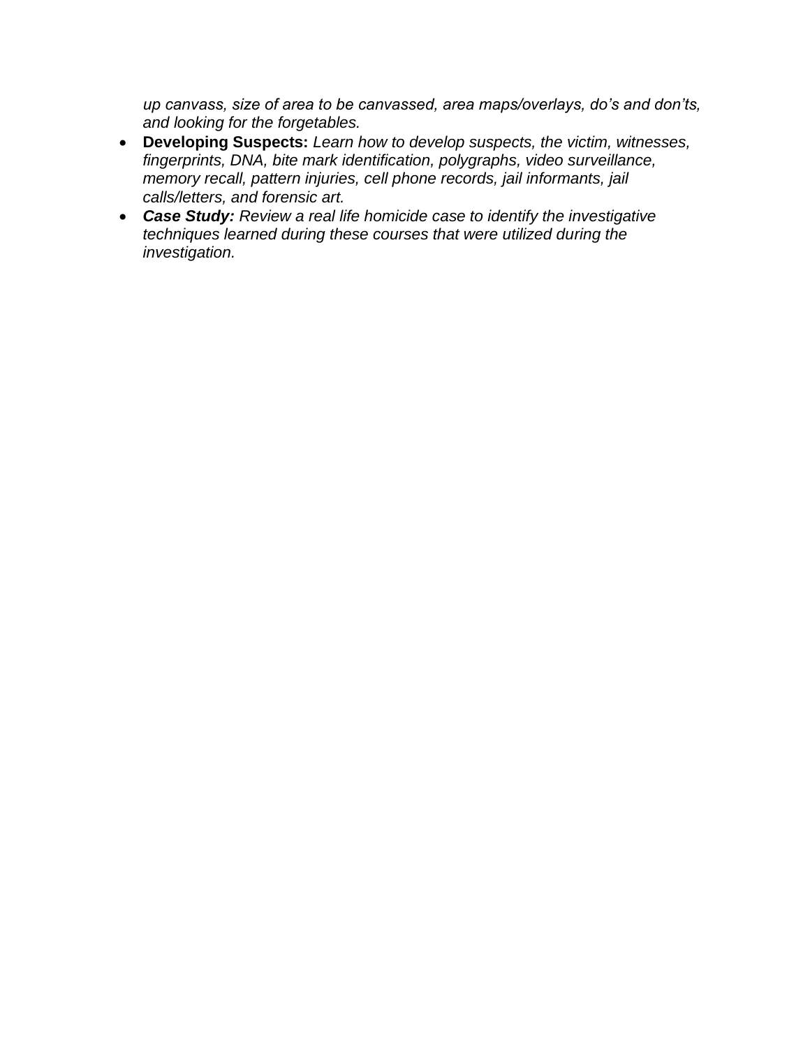*up canvass, size of area to be canvassed, area maps/overlays, do's and don'ts, and looking for the forgetables.*

- **Developing Suspects:** *Learn how to develop suspects, the victim, witnesses, fingerprints, DNA, bite mark identification, polygraphs, video surveillance, memory recall, pattern injuries, cell phone records, jail informants, jail calls/letters, and forensic art.*
- ***Case Study:*** *Review a real life homicide case to identify the investigative techniques learned during these courses that were utilized during the investigation.*